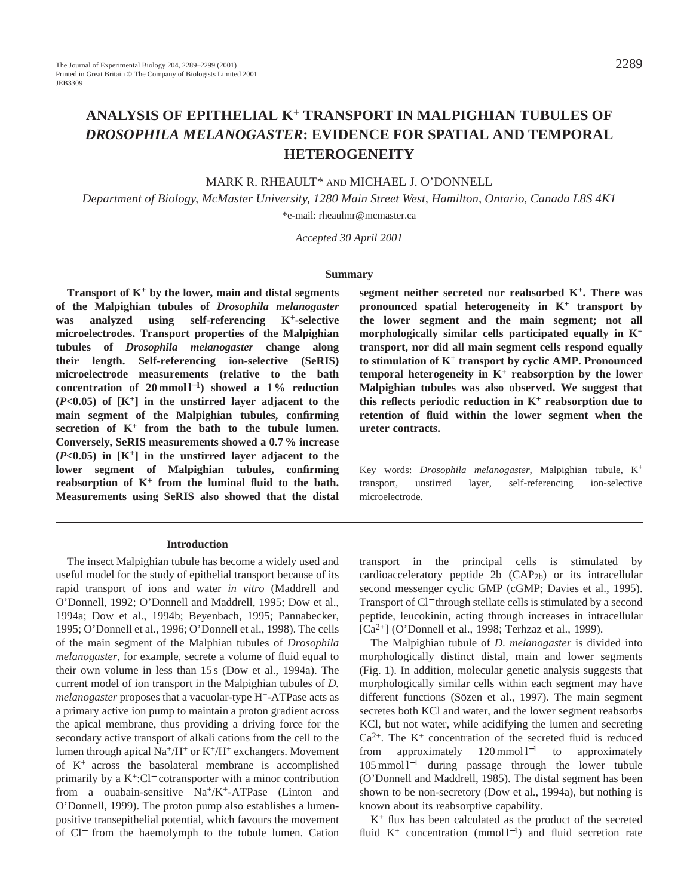# ANALYSIS OF EPITHELIAL $K^+$ TRANSPORT IN MALPIGHIAN TUBULES OF *DROSOPHILA MELANOGASTER*: EVIDENCE FOR SPATIAL AND TEMPORAL HETEROGENEITY

MARK R. RHEAULT* AND MICHAEL J. O'DONNELL

*Department of Biology, McMaster University, 1280 Main Street West, Hamilton, Ontario, Canada L8S 4K1*

*e-mail: rheaulmr@mcmaster.ca

*Accepted 30 April 2001*

## Summary

**Transport of $K^+$ by the lower, main and distal segments of the Malpighian tubules of *Drosophila melanogaster* was analyzed using self-referencing $K^+$-selective microelectrodes. Transport properties of the Malpighian tubules of *Drosophila melanogaster* change along their length. Self-referencing ion-selective (SeRIS) microelectrode measurements (relative to the bath concentration of 20 mmol l$^{-1}$) showed a 1 % reduction ($P$<0.05) of [$K^+$] in the unstirred layer adjacent to the main segment of the Malpighian tubules, confirming secretion of $K^+$ from the bath to the tubule lumen. Conversely, SeRIS measurements showed a 0.7 % increase ($P$<0.05) in [$K^+$] in the unstirred layer adjacent to the lower segment of Malpighian tubules, confirming reabsorption of $K^+$ from the luminal fluid to the bath. Measurements using SeRIS also showed that the distal segment neither secreted nor reabsorbed $K^+$. There was pronounced spatial heterogeneity in $K^+$ transport by the lower segment and the main segment; not all morphologically similar cells participated equally in $K^+$ transport, nor did all main segment cells respond equally to stimulation of $K^+$ transport by cyclic AMP. Pronounced temporal heterogeneity in $K^+$ reabsorption by the lower Malpighian tubules was also observed. We suggest that this reflects periodic reduction in $K^+$ reabsorption due to retention of fluid within the lower segment when the ureter contracts.**

Key words: *Drosophila melanogaster*, Malpighian tubule, $K^+$ transport, unstirred layer, self-referencing ion-selective microelectrode.

## Introduction

The insect Malpighian tubule has become a widely used and useful model for the study of epithelial transport because of its rapid transport of ions and water *in vitro* (Maddrell and O'Donnell, 1992; O'Donnell and Maddrell, 1995; Dow et al., 1994a; Dow et al., 1994b; Beyenbach, 1995; Pannabecker, 1995; O'Donnell et al., 1996; O'Donnell et al., 1998). The cells of the main segment of the Malphian tubules of *Drosophila melanogaster*, for example, secrete a volume of fluid equal to their own volume in less than 15 s (Dow et al., 1994a). The current model of ion transport in the Malpighian tubules of *D. melanogaster* proposes that a vacuolar-type $H^+$-ATPase acts as a primary active ion pump to maintain a proton gradient across the apical membrane, thus providing a driving force for the secondary active transport of alkali cations from the cell to the lumen through apical $Na^+/H^+$ or $K^+/H^+$ exchangers. Movement of $K^+$ across the basolateral membrane is accomplished primarily by a $K^+$:$Cl^-$ cotransporter with a minor contribution from a ouabain-sensitive $Na^+/K^+$-ATPase (Linton and O'Donnell, 1999). The proton pump also establishes a lumen-positive transepithelial potential, which favours the movement of $Cl^-$ from the haemolymph to the tubule lumen. Cation transport in the principal cells is stimulated by cardioacceleratory peptide 2b ($CAP_{2b}$) or its intracellular second messenger cyclic GMP (cGMP; Davies et al., 1995). Transport of $Cl^-$ through stellate cells is stimulated by a second peptide, leucokinin, acting through increases in intracellular [$Ca^{2+}$] (O'Donnell et al., 1998; Terhzaz et al., 1999).

The Malpighian tubule of *D. melanogaster* is divided into morphologically distinct distal, main and lower segments (Fig. 1). In addition, molecular genetic analysis suggests that morphologically similar cells within each segment may have different functions (Sözen et al., 1997). The main segment secretes both KCl and water, and the lower segment reabsorbs KCl, but not water, while acidifying the lumen and secreting $Ca^{2+}$. The $K^+$ concentration of the secreted fluid is reduced from approximately 120 mmol l$^{-1}$ to approximately 105 mmol l$^{-1}$ during passage through the lower tubule (O'Donnell and Maddrell, 1985). The distal segment has been shown to be non-secretory (Dow et al., 1994a), but nothing is known about its reabsorptive capability.

$K^+$ flux has been calculated as the product of the secreted fluid $K^+$ concentration (mmol l$^{-1}$) and fluid secretion rate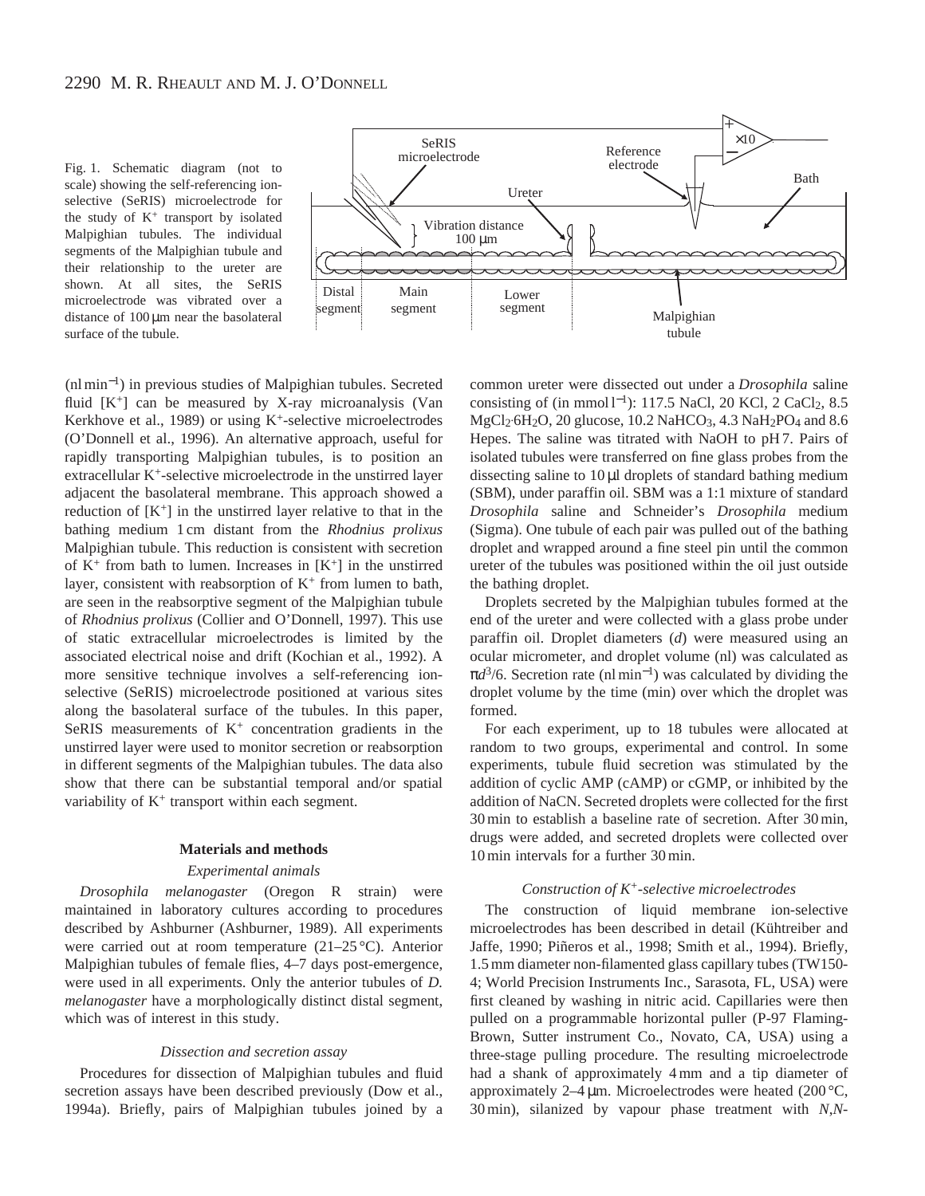Fig. 1. Schematic diagram (not to scale) showing the self-referencing ion-selective (SeRIS) microelectrode for the study of $K^+$ transport by isolated Malpighian tubules. The individual segments of the Malpighian tubule and their relationship to the ureter are shown. At all sites, the SeRIS microelectrode was vibrated over a distance of 100 μm near the basolateral surface of the tubule.

(nl min$^{-1}$) in previous studies of Malpighian tubules. Secreted fluid [$K^+$] can be measured by X-ray microanalysis (Van Kerkhove et al., 1989) or using $K^+$-selective microelectrodes (O'Donnell et al., 1996). An alternative approach, useful for rapidly transporting Malpighian tubules, is to position an extracellular $K^+$-selective microelectrode in the unstirred layer adjacent the basolateral membrane. This approach showed a reduction of [$K^+$] in the unstirred layer relative to that in the bathing medium 1 cm distant from the *Rhodnius prolixus* Malpighian tubule. This reduction is consistent with secretion of $K^+$ from bath to lumen. Increases in [$K^+$] in the unstirred layer, consistent with reabsorption of $K^+$ from lumen to bath, are seen in the reabsorptive segment of the Malpighian tubule of *Rhodnius prolixus* (Collier and O'Donnell, 1997). This use of static extracellular microelectrodes is limited by the associated electrical noise and drift (Kochian et al., 1992). A more sensitive technique involves a self-referencing ion-selective (SeRIS) microelectrode positioned at various sites along the basolateral surface of the tubules. In this paper, SeRIS measurements of $K^+$ concentration gradients in the unstirred layer were used to monitor secretion or reabsorption in different segments of the Malpighian tubules. The data also show that there can be substantial temporal and/or spatial variability of $K^+$ transport within each segment.

## Materials and methods

### *Experimental animals*

*Drosophila melanogaster* (Oregon R strain) were maintained in laboratory cultures according to procedures described by Ashburner (Ashburner, 1989). All experiments were carried out at room temperature (21–25 °C). Anterior Malpighian tubules of female flies, 4–7 days post-emergence, were used in all experiments. Only the anterior tubules of *D. melanogaster* have a morphologically distinct distal segment, which was of interest in this study.

### *Dissection and secretion assay*

Procedures for dissection of Malpighian tubules and fluid secretion assays have been described previously (Dow et al., 1994a). Briefly, pairs of Malpighian tubules joined by a common ureter were dissected out under a *Drosophila* saline consisting of (in mmol l$^{-1}$): 117.5 NaCl, 20 KCl, 2 $CaCl_2$, 8.5 $MgCl_2 \cdot 6H_2O$, 20 glucose, 10.2 $NaHCO_3$, 4.3 $NaH_2PO_4$ and 8.6 Hepes. The saline was titrated with NaOH to pH 7. Pairs of isolated tubules were transferred on fine glass probes from the dissecting saline to 10 μl droplets of standard bathing medium (SBM), under paraffin oil. SBM was a 1:1 mixture of standard *Drosophila* saline and Schneider's *Drosophila* medium (Sigma). One tubule of each pair was pulled out of the bathing droplet and wrapped around a fine steel pin until the common ureter of the tubules was positioned within the oil just outside the bathing droplet.

Droplets secreted by the Malpighian tubules formed at the end of the ureter and were collected with a glass probe under paraffin oil. Droplet diameters ($d$) were measured using an ocular micrometer, and droplet volume (nl) was calculated as $\pi d^3/6$. Secretion rate (nl min$^{-1}$) was calculated by dividing the droplet volume by the time (min) over which the droplet was formed.

For each experiment, up to 18 tubules were allocated at random to two groups, experimental and control. In some experiments, tubule fluid secretion was stimulated by the addition of cyclic AMP (cAMP) or cGMP, or inhibited by the addition of NaCN. Secreted droplets were collected for the first 30 min to establish a baseline rate of secretion. After 30 min, drugs were added, and secreted droplets were collected over 10 min intervals for a further 30 min.

### *Construction of $K^+$-selective microelectrodes*

The construction of liquid membrane ion-selective microelectrodes has been described in detail (Kühtreiber and Jaffe, 1990; Piñeros et al., 1998; Smith et al., 1994). Briefly, 1.5 mm diameter non-filamented glass capillary tubes (TW150-4; World Precision Instruments Inc., Sarasota, FL, USA) were first cleaned by washing in nitric acid. Capillaries were then pulled on a programmable horizontal puller (P-97 Flaming-Brown, Sutter instrument Co., Novato, CA, USA) using a three-stage pulling procedure. The resulting microelectrode had a shank of approximately 4 mm and a tip diameter of approximately 2–4 μm. Microelectrodes were heated (200 °C, 30 min), silanized by vapour phase treatment with *N,N*-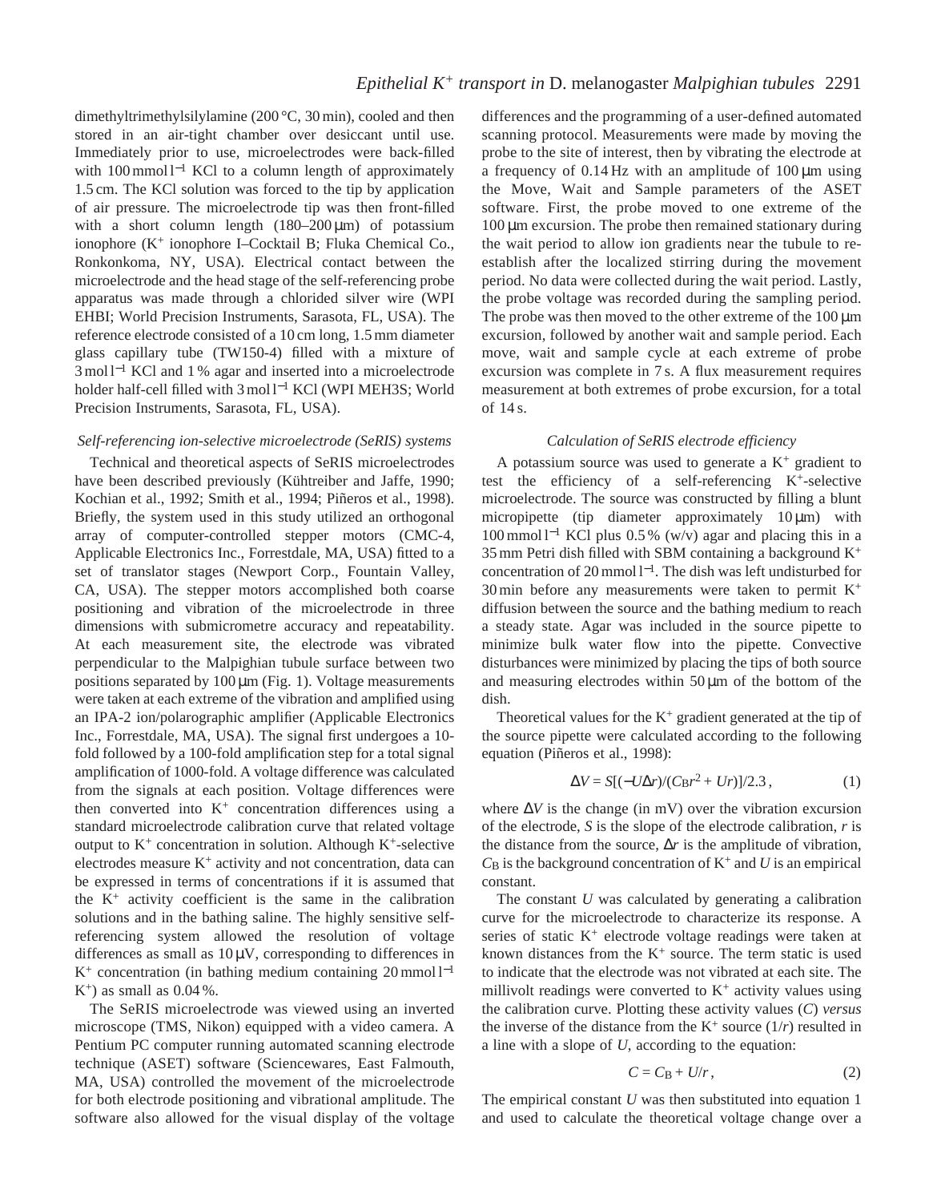dimethyltrimethylsilylamine (200 °C, 30 min), cooled and then stored in an air-tight chamber over desiccant until use. Immediately prior to use, microelectrodes were back-filled with 100 mmol l$^{-1}$ KCl to a column length of approximately 1.5 cm. The KCl solution was forced to the tip by application of air pressure. The microelectrode tip was then front-filled with a short column length (180–200 μm) of potassium ionophore ($K^+$ ionophore I–Cocktail B; Fluka Chemical Co., Ronkonkoma, NY, USA). Electrical contact between the microelectrode and the head stage of the self-referencing probe apparatus was made through a chlorided silver wire (WPI EHBI; World Precision Instruments, Sarasota, FL, USA). The reference electrode consisted of a 10 cm long, 1.5 mm diameter glass capillary tube (TW150-4) filled with a mixture of 3 mol l$^{-1}$ KCl and 1 % agar and inserted into a microelectrode holder half-cell filled with 3 mol l$^{-1}$ KCl (WPI MEH3S; World Precision Instruments, Sarasota, FL, USA).

### *Self-referencing ion-selective microelectrode (SeRIS) systems*

Technical and theoretical aspects of SeRIS microelectrodes have been described previously (Kühtreiber and Jaffe, 1990; Kochian et al., 1992; Smith et al., 1994; Piñeros et al., 1998). Briefly, the system used in this study utilized an orthogonal array of computer-controlled stepper motors (CMC-4, Applicable Electronics Inc., Forrestdale, MA, USA) fitted to a set of translator stages (Newport Corp., Fountain Valley, CA, USA). The stepper motors accomplished both coarse positioning and vibration of the microelectrode in three dimensions with submicrometre accuracy and repeatability. At each measurement site, the electrode was vibrated perpendicular to the Malpighian tubule surface between two positions separated by 100 μm (Fig. 1). Voltage measurements were taken at each extreme of the vibration and amplified using an IPA-2 ion/polarographic amplifier (Applicable Electronics Inc., Forrestdale, MA, USA). The signal first undergoes a 10-fold followed by a 100-fold amplification step for a total signal amplification of 1000-fold. A voltage difference was calculated from the signals at each position. Voltage differences were then converted into $K^+$ concentration differences using a standard microelectrode calibration curve that related voltage output to $K^+$ concentration in solution. Although $K^+$-selective electrodes measure $K^+$ activity and not concentration, data can be expressed in terms of concentrations if it is assumed that the $K^+$ activity coefficient is the same in the calibration solutions and in the bathing saline. The highly sensitive self-referencing system allowed the resolution of voltage differences as small as 10 μV, corresponding to differences in $K^+$ concentration (in bathing medium containing 20 mmol l$^{-1}$ $K^+$) as small as 0.04 %.

The SeRIS microelectrode was viewed using an inverted microscope (TMS, Nikon) equipped with a video camera. A Pentium PC computer running automated scanning electrode technique (ASET) software (Sciencewares, East Falmouth, MA, USA) controlled the movement of the microelectrode for both electrode positioning and vibrational amplitude. The software also allowed for the visual display of the voltage differences and the programming of a user-defined automated scanning protocol. Measurements were made by moving the probe to the site of interest, then by vibrating the electrode at a frequency of 0.14 Hz with an amplitude of 100 μm using the Move, Wait and Sample parameters of the ASET software. First, the probe moved to one extreme of the 100 μm excursion. The probe then remained stationary during the wait period to allow ion gradients near the tubule to re-establish after the localized stirring during the movement period. No data were collected during the wait period. Lastly, the probe voltage was recorded during the sampling period. The probe was then moved to the other extreme of the 100 μm excursion, followed by another wait and sample period. Each move, wait and sample cycle at each extreme of probe excursion was complete in 7 s. A flux measurement requires measurement at both extremes of probe excursion, for a total of 14 s.

### *Calculation of SeRIS electrode efficiency*

A potassium source was used to generate a $K^+$ gradient to test the efficiency of a self-referencing $K^+$-selective microelectrode. The source was constructed by filling a blunt micropipette (tip diameter approximately 10 μm) with 100 mmol l$^{-1}$ KCl plus 0.5 % (w/v) agar and placing this in a 35 mm Petri dish filled with SBM containing a background $K^+$ concentration of 20 mmol l$^{-1}$. The dish was left undisturbed for 30 min before any measurements were taken to permit $K^+$ diffusion between the source and the bathing medium to reach a steady state. Agar was included in the source pipette to minimize bulk water flow into the pipette. Convective disturbances were minimized by placing the tips of both source and measuring electrodes within 50 μm of the bottom of the dish.

Theoretical values for the $K^+$ gradient generated at the tip of the source pipette were calculated according to the following equation (Piñeros et al., 1998):

$$\Delta V = S[(-U\Delta r)/(C_B r^2 + Ur)]/2.3\,, \qquad (1)$$

where $\Delta V$ is the change (in mV) over the vibration excursion of the electrode, $S$ is the slope of the electrode calibration, $r$ is the distance from the source, $\Delta r$ is the amplitude of vibration, $C_B$ is the background concentration of $K^+$ and $U$ is an empirical constant.

The constant $U$ was calculated by generating a calibration curve for the microelectrode to characterize its response. A series of static $K^+$ electrode voltage readings were taken at known distances from the $K^+$ source. The term static is used to indicate that the electrode was not vibrated at each site. The millivolt readings were converted to $K^+$ activity values using the calibration curve. Plotting these activity values ($C$) *versus* the inverse of the distance from the $K^+$ source ($1/r$) resulted in a line with a slope of $U$, according to the equation:

$$C = C_B + U/r\,, \qquad (2)$$

The empirical constant $U$ was then substituted into equation 1 and used to calculate the theoretical voltage change over a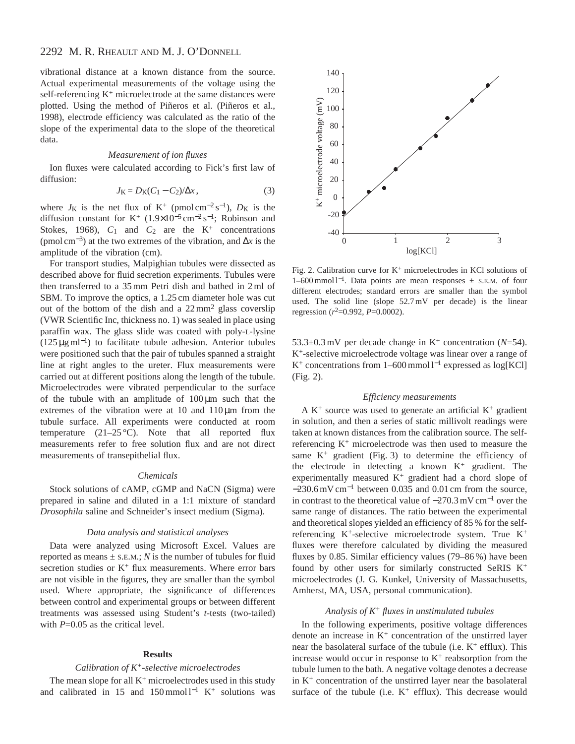vibrational distance at a known distance from the source. Actual experimental measurements of the voltage using the self-referencing $K^+$ microelectrode at the same distances were plotted. Using the method of Piñeros et al. (Piñeros et al., 1998), electrode efficiency was calculated as the ratio of the slope of the experimental data to the slope of the theoretical data.

### *Measurement of ion fluxes*

Ion fluxes were calculated according to Fick's first law of diffusion:

$$J_K = D_K(C_1 - C_2)/\Delta x\,, \tag{3}$$

where $J_K$ is the net flux of $K^+$ (pmol cm$^{-2}$ s$^{-1}$), $D_K$ is the diffusion constant for $K^+$ ($1.9\times10^{-5}$ cm$^{-2}$ s$^{-1}$; Robinson and Stokes, 1968), $C_1$ and $C_2$ are the $K^+$ concentrations (pmol cm$^{-3}$) at the two extremes of the vibration, and $\Delta x$ is the amplitude of the vibration (cm).

For transport studies, Malpighian tubules were dissected as described above for fluid secretion experiments. Tubules were then transferred to a 35 mm Petri dish and bathed in 2 ml of SBM. To improve the optics, a 1.25 cm diameter hole was cut out of the bottom of the dish and a 22 mm$^2$ glass coverslip (VWR Scientific Inc, thickness no. 1) was sealed in place using paraffin wax. The glass slide was coated with poly-L-lysine (125 µg ml$^{-1}$) to facilitate tubule adhesion. Anterior tubules were positioned such that the pair of tubules spanned a straight line at right angles to the ureter. Flux measurements were carried out at different positions along the length of the tubule. Microelectrodes were vibrated perpendicular to the surface of the tubule with an amplitude of 100 µm such that the extremes of the vibration were at 10 and 110 µm from the tubule surface. All experiments were conducted at room temperature (21–25 °C). Note that all reported flux measurements refer to free solution flux and are not direct measurements of transepithelial flux.

### *Chemicals*

Stock solutions of cAMP, cGMP and NaCN (Sigma) were prepared in saline and diluted in a 1:1 mixture of standard *Drosophila* saline and Schneider's insect medium (Sigma).

### *Data analysis and statistical analyses*

Data were analyzed using Microsoft Excel. Values are reported as means ± S.E.M.; *N* is the number of tubules for fluid secretion studies or $K^+$ flux measurements. Where error bars are not visible in the figures, they are smaller than the symbol used. Where appropriate, the significance of differences between control and experimental groups or between different treatments was assessed using Student's *t*-tests (two-tailed) with $P$=0.05 as the critical level.

## Results

### *Calibration of $K^+$-selective microelectrodes*

The mean slope for all $K^+$ microelectrodes used in this study and calibrated in 15 and 150 mmol l$^{-1}$ $K^+$ solutions was 53.3±0.3 mV per decade change in $K^+$ concentration ($N$=54). $K^+$-selective microelectrode voltage was linear over a range of $K^+$ concentrations from 1–600 mmol l$^{-1}$ expressed as log[KCl] (Fig. 2).

Fig. 2. Calibration curve for $K^+$ microelectrodes in KCl solutions of 1–600 mmol l$^{-1}$. Data points are mean responses ± S.E.M. of four different electrodes; standard errors are smaller than the symbol used. The solid line (slope 52.7 mV per decade) is the linear regression ($r^2$=0.992, $P$=0.0002).

### *Efficiency measurements*

A $K^+$ source was used to generate an artificial $K^+$ gradient in solution, and then a series of static millivolt readings were taken at known distances from the calibration source. The self-referencing $K^+$ microelectrode was then used to measure the same $K^+$ gradient (Fig. 3) to determine the efficiency of the electrode in detecting a known $K^+$ gradient. The experimentally measured $K^+$ gradient had a chord slope of −230.6 mV cm$^{-1}$ between 0.035 and 0.01 cm from the source, in contrast to the theoretical value of −270.3 mV cm$^{-1}$ over the same range of distances. The ratio between the experimental and theoretical slopes yielded an efficiency of 85 % for the self-referencing $K^+$-selective microelectrode system. True $K^+$ fluxes were therefore calculated by dividing the measured fluxes by 0.85. Similar efficiency values (79–86 %) have been found by other users for similarly constructed SeRIS $K^+$ microelectrodes (J. G. Kunkel, University of Massachusetts, Amherst, MA, USA, personal communication).

### *Analysis of $K^+$ fluxes in unstimulated tubules*

In the following experiments, positive voltage differences denote an increase in $K^+$ concentration of the unstirred layer near the basolateral surface of the tubule (i.e. $K^+$ efflux). This increase would occur in response to $K^+$ reabsorption from the tubule lumen to the bath. A negative voltage denotes a decrease in $K^+$ concentration of the unstirred layer near the basolateral surface of the tubule (i.e. $K^+$ efflux). This decrease would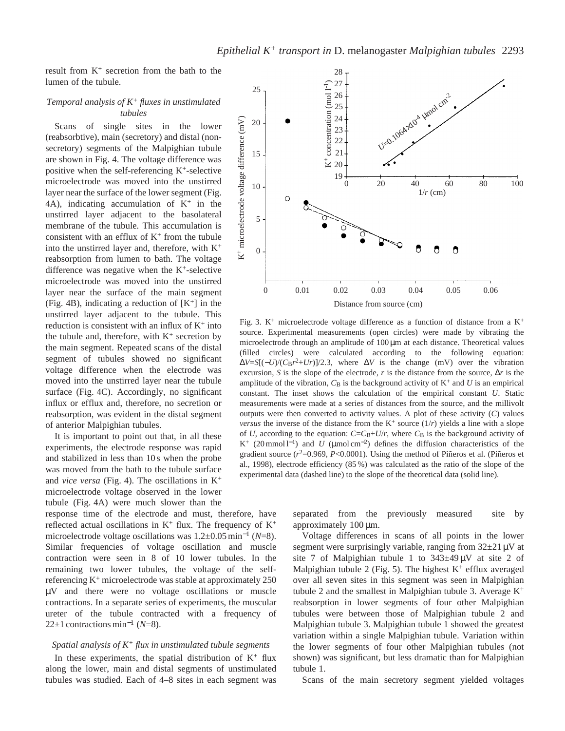result from $K^+$ secretion from the bath to the lumen of the tubule.

### *Temporal analysis of $K^+$ fluxes in unstimulated tubules*

Scans of single sites in the lower (reabsorbtive), main (secretory) and distal (non-secretory) segments of the Malpighian tubule are shown in Fig. 4. The voltage difference was positive when the self-referencing $K^+$-selective microelectrode was moved into the unstirred layer near the surface of the lower segment (Fig. 4A), indicating accumulation of $K^+$ in the unstirred layer adjacent to the basolateral membrane of the tubule. This accumulation is consistent with an efflux of $K^+$ from the tubule into the unstirred layer and, therefore, with $K^+$ reabsorption from lumen to bath. The voltage difference was negative when the $K^+$-selective microelectrode was moved into the unstirred layer near the surface of the main segment (Fig. 4B), indicating a reduction of $[K^+]$ in the unstirred layer adjacent to the tubule. This reduction is consistent with an influx of $K^+$ into the tubule and, therefore, with $K^+$ secretion by the main segment. Repeated scans of the distal segment of tubules showed no significant voltage difference when the electrode was moved into the unstirred layer near the tubule surface (Fig. 4C). Accordingly, no significant influx or efflux and, therefore, no secretion or reabsorption, was evident in the distal segment of anterior Malpighian tubules.

It is important to point out that, in all these experiments, the electrode response was rapid and stabilized in less than 10 s when the probe was moved from the bath to the tubule surface and *vice versa* (Fig. 4). The oscillations in $K^+$ microelectrode voltage observed in the lower tubule (Fig. 4A) were much slower than the response time of the electrode and must, therefore, have reflected actual oscillations in $K^+$ flux. The frequency of $K^+$ microelectrode voltage oscillations was $1.2\pm0.05\,\text{min}^{-1}$ ($N$=8). Similar frequencies of voltage oscillation and muscle contraction were seen in 8 of 10 lower tubules. In the remaining two lower tubules, the voltage of the self-referencing $K^+$ microelectrode was stable at approximately 250 μV and there were no voltage oscillations or muscle contractions. In a separate series of experiments, the muscular ureter of the tubule contracted with a frequency of $22\pm1$ contractions $\text{min}^{-1}$ ($N$=8).

Fig. 3. $K^+$ microelectrode voltage difference as a function of distance from a $K^+$ source. Experimental measurements (open circles) were made by vibrating the microelectrode through an amplitude of 100 μm at each distance. Theoretical values (filled circles) were calculated according to the following equation: $\Delta V=S[(-U)/(C_Br^2+Ur)]/2.3$, where $\Delta V$ is the change (mV) over the vibration excursion, $S$ is the slope of the electrode, $r$ is the distance from the source, $\Delta r$ is the amplitude of the vibration, $C_B$ is the background activity of $K^+$ and $U$ is an empirical constant. The inset shows the calculation of the empirical constant $U$. Static measurements were made at a series of distances from the source, and the millivolt outputs were then converted to activity values. A plot of these activity ($C$) values *versus* the inverse of the distance from the $K^+$ source ($1/r$) yields a line with a slope of $U$, according to the equation: $C=C_B+U/r$, where $C_B$ is the background activity of $K^+$ ($20\,\text{mmol}\,\text{l}^{-1}$) and $U$ ($\mu\text{mol}\,\text{cm}^{-2}$) defines the diffusion characteristics of the gradient source ($r^2$=0.969, $P$<0.0001). Using the method of Piñeros et al. (Piñeros et al., 1998), electrode efficiency (85 %) was calculated as the ratio of the slope of the experimental data (dashed line) to the slope of the theoretical data (solid line).

### *Spatial analysis of $K^+$ flux in unstimulated tubule segments*

In these experiments, the spatial distribution of $K^+$ flux along the lower, main and distal segments of unstimulated tubules was studied. Each of 4–8 sites in each segment was separated from the previously measured site by approximately 100 μm.

Voltage differences in scans of all points in the lower segment were surprisingly variable, ranging from $32\pm21$ μV at site 7 of Malpighian tubule 1 to $343\pm49$ μV at site 2 of Malpighian tubule 2 (Fig. 5). The highest $K^+$ efflux averaged over all seven sites in this segment was seen in Malpighian tubule 2 and the smallest in Malpighian tubule 3. Average $K^+$ reabsorption in lower segments of four other Malpighian tubules were between those of Malpighian tubule 2 and Malpighian tubule 3. Malpighian tubule 1 showed the greatest variation within a single Malpighian tubule. Variation within the lower segments of four other Malpighian tubules (not shown) was significant, but less dramatic than for Malpighian tubule 1.

Scans of the main secretory segment yielded voltages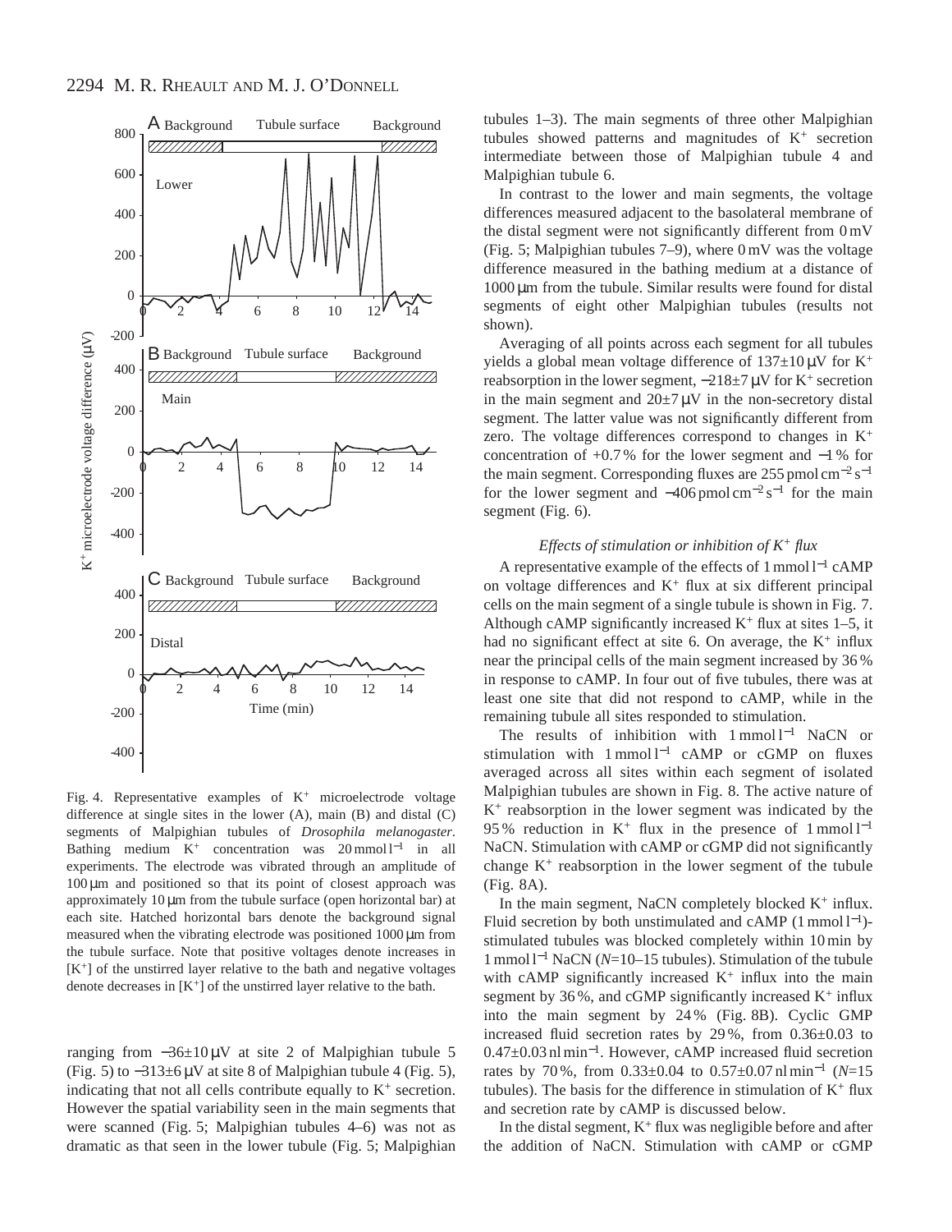Fig. 4. Representative examples of $K^+$ microelectrode voltage difference at single sites in the lower (A), main (B) and distal (C) segments of Malpighian tubules of *Drosophila melanogaster*. Bathing medium $K^+$ concentration was $20\,\mathrm{mmol\,l^{-1}}$ in all experiments. The electrode was vibrated through an amplitude of $100\,\mu\mathrm{m}$ and positioned so that its point of closest approach was approximately $10\,\mu\mathrm{m}$ from the tubule surface (open horizontal bar) at each site. Hatched horizontal bars denote the background signal measured when the vibrating electrode was positioned $1000\,\mu\mathrm{m}$ from the tubule surface. Note that positive voltages denote increases in $[K^+]$ of the unstirred layer relative to the bath and negative voltages denote decreases in $[K^+]$ of the unstirred layer relative to the bath.

ranging from $-36\pm10\,\mu\mathrm{V}$ at site 2 of Malpighian tubule 5 (Fig. 5) to $-313\pm6\,\mu\mathrm{V}$ at site 8 of Malpighian tubule 4 (Fig. 5), indicating that not all cells contribute equally to $K^+$ secretion. However the spatial variability seen in the main segments that were scanned (Fig. 5; Malpighian tubules 4–6) was not as dramatic as that seen in the lower tubule (Fig. 5; Malpighian tubules 1–3). The main segments of three other Malpighian tubules showed patterns and magnitudes of $K^+$ secretion intermediate between those of Malpighian tubule 4 and Malpighian tubule 6.

In contrast to the lower and main segments, the voltage differences measured adjacent to the basolateral membrane of the distal segment were not significantly different from 0 mV (Fig. 5; Malpighian tubules 7–9), where 0 mV was the voltage difference measured in the bathing medium at a distance of $1000\,\mu\mathrm{m}$ from the tubule. Similar results were found for distal segments of eight other Malpighian tubules (results not shown).

Averaging of all points across each segment for all tubules yields a global mean voltage difference of $137\pm10\,\mu\mathrm{V}$ for $K^+$ reabsorption in the lower segment, $-218\pm7\,\mu\mathrm{V}$ for $K^+$ secretion in the main segment and $20\pm7\,\mu\mathrm{V}$ in the non-secretory distal segment. The latter value was not significantly different from zero. The voltage differences correspond to changes in $K^+$ concentration of +0.7 % for the lower segment and −1 % for the main segment. Corresponding fluxes are $255\,\mathrm{pmol\,cm^{-2}\,s^{-1}}$ for the lower segment and $-406\,\mathrm{pmol\,cm^{-2}\,s^{-1}}$ for the main segment (Fig. 6).

### *Effects of stimulation or inhibition of $K^+$ flux*

A representative example of the effects of $1\,\mathrm{mmol\,l^{-1}}$ cAMP on voltage differences and $K^+$ flux at six different principal cells on the main segment of a single tubule is shown in Fig. 7. Although cAMP significantly increased $K^+$ flux at sites 1–5, it had no significant effect at site 6. On average, the $K^+$ influx near the principal cells of the main segment increased by 36 % in response to cAMP. In four out of five tubules, there was at least one site that did not respond to cAMP, while in the remaining tubule all sites responded to stimulation.

The results of inhibition with $1\,\mathrm{mmol\,l^{-1}}$ NaCN or stimulation with $1\,\mathrm{mmol\,l^{-1}}$ cAMP or cGMP on fluxes averaged across all sites within each segment of isolated Malpighian tubules are shown in Fig. 8. The active nature of $K^+$ reabsorption in the lower segment was indicated by the 95 % reduction in $K^+$ flux in the presence of $1\,\mathrm{mmol\,l^{-1}}$ NaCN. Stimulation with cAMP or cGMP did not significantly change $K^+$ reabsorption in the lower segment of the tubule (Fig. 8A).

In the main segment, NaCN completely blocked $K^+$ influx. Fluid secretion by both unstimulated and cAMP ($1\,\mathrm{mmol\,l^{-1}}$)-stimulated tubules was blocked completely within 10 min by $1\,\mathrm{mmol\,l^{-1}}$ NaCN ($N$=10–15 tubules). Stimulation of the tubule with cAMP significantly increased $K^+$ influx into the main segment by 36 %, and cGMP significantly increased $K^+$ influx into the main segment by 24 % (Fig. 8B). Cyclic GMP increased fluid secretion rates by 29 %, from $0.36\pm0.03$ to $0.47\pm0.03\,\mathrm{nl\,min^{-1}}$. However, cAMP increased fluid secretion rates by 70 %, from $0.33\pm0.04$ to $0.57\pm0.07\,\mathrm{nl\,min^{-1}}$ ($N$=15 tubules). The basis for the difference in stimulation of $K^+$ flux and secretion rate by cAMP is discussed below.

In the distal segment, $K^+$ flux was negligible before and after the addition of NaCN. Stimulation with cAMP or cGMP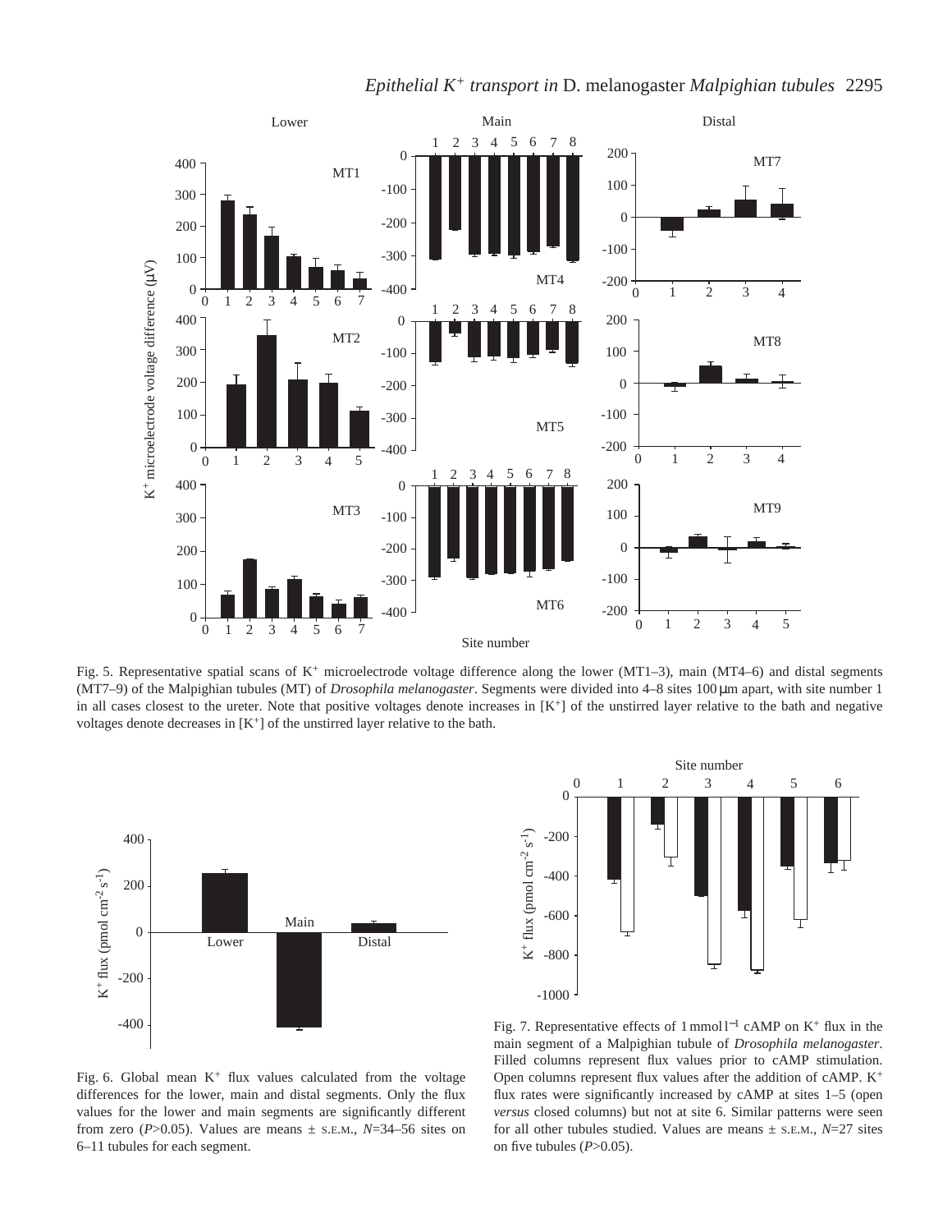Fig. 5. Representative spatial scans of $K^+$ microelectrode voltage difference along the lower (MT1–3), main (MT4–6) and distal segments (MT7–9) of the Malpighian tubules (MT) of *Drosophila melanogaster*. Segments were divided into 4–8 sites 100 μm apart, with site number 1 in all cases closest to the ureter. Note that positive voltages denote increases in $[K^+]$ of the unstirred layer relative to the bath and negative voltages denote decreases in $[K^+]$ of the unstirred layer relative to the bath.

Fig. 6. Global mean $K^+$ flux values calculated from the voltage differences for the lower, main and distal segments. Only the flux values for the lower and main segments are significantly different from zero ($P$>0.05). Values are means ± S.E.M., $N$=34–56 sites on 6–11 tubules for each segment.

Fig. 7. Representative effects of 1 mmol l$^{-1}$ cAMP on $K^+$ flux in the main segment of a Malpighian tubule of *Drosophila melanogaster*. Filled columns represent flux values prior to cAMP stimulation. Open columns represent flux values after the addition of cAMP. $K^+$ flux rates were significantly increased by cAMP at sites 1–5 (open *versus* closed columns) but not at site 6. Similar patterns were seen for all other tubules studied. Values are means ± S.E.M., $N$=27 sites on five tubules ($P$>0.05).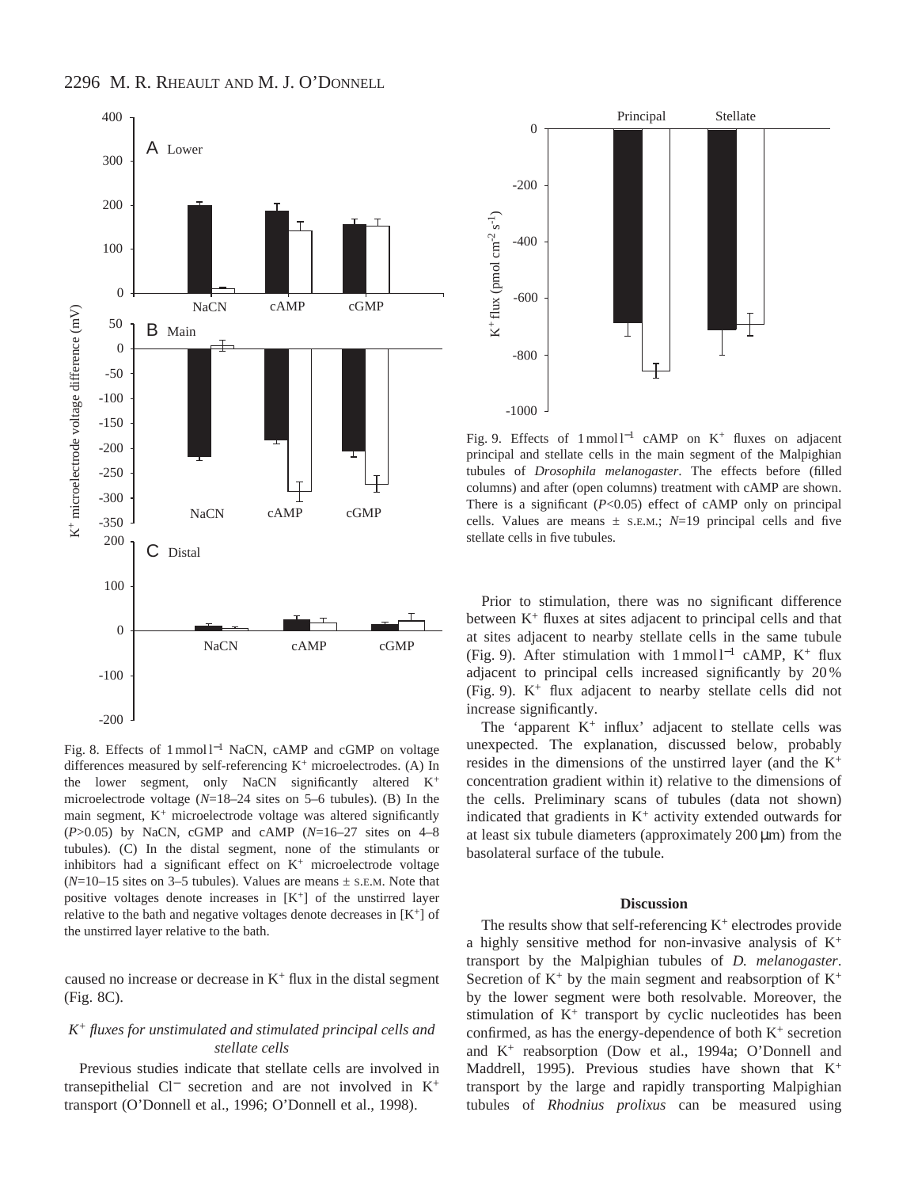Fig. 8. Effects of 1 mmol l$^{-1}$ NaCN, cAMP and cGMP on voltage differences measured by self-referencing $K^+$ microelectrodes. (A) In the lower segment, only NaCN significantly altered $K^+$ microelectrode voltage ($N$=18–24 sites on 5–6 tubules). (B) In the main segment, $K^+$ microelectrode voltage was altered significantly ($P$>0.05) by NaCN, cGMP and cAMP ($N$=16–27 sites on 4–8 tubules). (C) In the distal segment, none of the stimulants or inhibitors had a significant effect on $K^+$ microelectrode voltage ($N$=10–15 sites on 3–5 tubules). Values are means ± S.E.M. Note that positive voltages denote increases in [$K^+$] of the unstirred layer relative to the bath and negative voltages denote decreases in [$K^+$] of the unstirred layer relative to the bath.

caused no increase or decrease in $K^+$ flux in the distal segment (Fig. 8C).

### *$K^+$ fluxes for unstimulated and stimulated principal cells and stellate cells*

Previous studies indicate that stellate cells are involved in transepithelial $Cl^-$ secretion and are not involved in $K^+$ transport (O'Donnell et al., 1996; O'Donnell et al., 1998).

Fig. 9. Effects of 1 mmol l$^{-1}$ cAMP on $K^+$ fluxes on adjacent principal and stellate cells in the main segment of the Malpighian tubules of *Drosophila melanogaster*. The effects before (filled columns) and after (open columns) treatment with cAMP are shown. There is a significant ($P$<0.05) effect of cAMP only on principal cells. Values are means ± S.E.M.; $N$=19 principal cells and five stellate cells in five tubules.

Prior to stimulation, there was no significant difference between $K^+$ fluxes at sites adjacent to principal cells and that at sites adjacent to nearby stellate cells in the same tubule (Fig. 9). After stimulation with 1 mmol l$^{-1}$ cAMP, $K^+$ flux adjacent to principal cells increased significantly by 20 % (Fig. 9). $K^+$ flux adjacent to nearby stellate cells did not increase significantly.

The 'apparent $K^+$ influx' adjacent to stellate cells was unexpected. The explanation, discussed below, probably resides in the dimensions of the unstirred layer (and the $K^+$ concentration gradient within it) relative to the dimensions of the cells. Preliminary scans of tubules (data not shown) indicated that gradients in $K^+$ activity extended outwards for at least six tubule diameters (approximately 200 μm) from the basolateral surface of the tubule.

## Discussion

The results show that self-referencing $K^+$ electrodes provide a highly sensitive method for non-invasive analysis of $K^+$ transport by the Malpighian tubules of *D. melanogaster*. Secretion of $K^+$ by the main segment and reabsorption of $K^+$ by the lower segment were both resolvable. Moreover, the stimulation of $K^+$ transport by cyclic nucleotides has been confirmed, as has the energy-dependence of both $K^+$ secretion and $K^+$ reabsorption (Dow et al., 1994a; O'Donnell and Maddrell, 1995). Previous studies have shown that $K^+$ transport by the large and rapidly transporting Malpighian tubules of *Rhodnius prolixus* can be measured using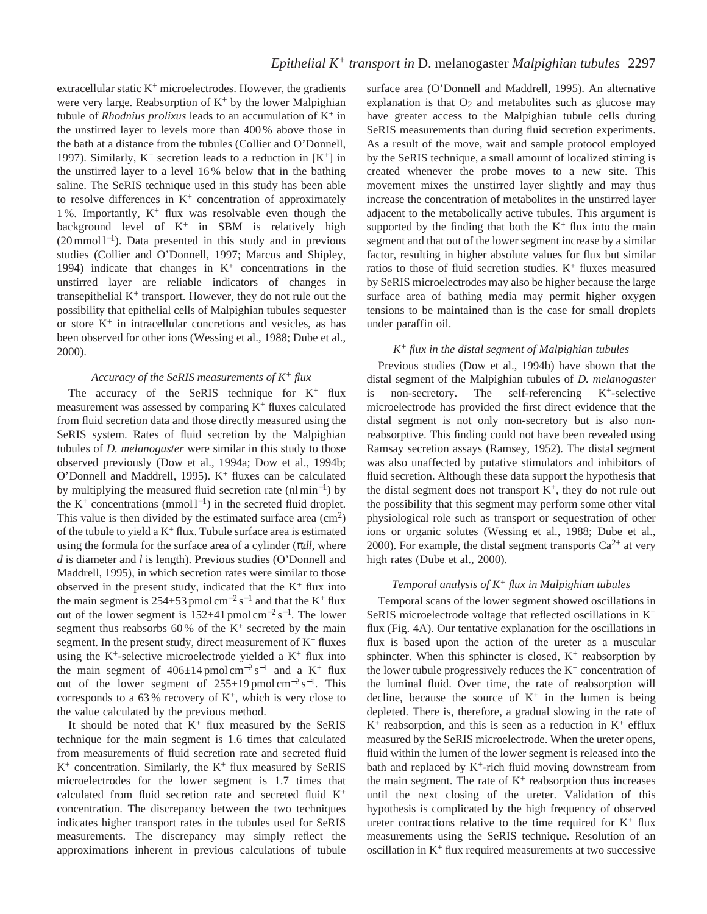extracellular static $K^+$ microelectrodes. However, the gradients were very large. Reabsorption of $K^+$ by the lower Malpighian tubule of *Rhodnius prolixus* leads to an accumulation of $K^+$ in the unstirred layer to levels more than 400 % above those in the bath at a distance from the tubules (Collier and O'Donnell, 1997). Similarly, $K^+$ secretion leads to a reduction in $[K^+]$ in the unstirred layer to a level 16 % below that in the bathing saline. The SeRIS technique used in this study has been able to resolve differences in $K^+$ concentration of approximately 1 %. Importantly, $K^+$ flux was resolvable even though the background level of $K^+$ in SBM is relatively high (20 mmol $l^{-1}$). Data presented in this study and in previous studies (Collier and O'Donnell, 1997; Marcus and Shipley, 1994) indicate that changes in $K^+$ concentrations in the unstirred layer are reliable indicators of changes in transepithelial $K^+$ transport. However, they do not rule out the possibility that epithelial cells of Malpighian tubules sequester or store $K^+$ in intracellular concretions and vesicles, as has been observed for other ions (Wessing et al., 1988; Dube et al., 2000).

### *Accuracy of the SeRIS measurements of $K^+$ flux*

The accuracy of the SeRIS technique for $K^+$ flux measurement was assessed by comparing $K^+$ fluxes calculated from fluid secretion data and those directly measured using the SeRIS system. Rates of fluid secretion by the Malpighian tubules of *D. melanogaster* were similar in this study to those observed previously (Dow et al., 1994a; Dow et al., 1994b; O'Donnell and Maddrell, 1995). $K^+$ fluxes can be calculated by multiplying the measured fluid secretion rate (nl $min^{-1}$) by the $K^+$ concentrations (mmol $l^{-1}$) in the secreted fluid droplet. This value is then divided by the estimated surface area ($cm^2$) of the tubule to yield a $K^+$ flux. Tubule surface area is estimated using the formula for the surface area of a cylinder ($\pi dl$, where $d$ is diameter and $l$ is length). Previous studies (O'Donnell and Maddrell, 1995), in which secretion rates were similar to those observed in the present study, indicated that the $K^+$ flux into the main segment is $254\pm53$ pmol $cm^{-2}$ $s^{-1}$ and that the $K^+$ flux out of the lower segment is $152\pm41$ pmol $cm^{-2}$ $s^{-1}$. The lower segment thus reabsorbs 60 % of the $K^+$ secreted by the main segment. In the present study, direct measurement of $K^+$ fluxes using the $K^+$-selective microelectrode yielded a $K^+$ flux into the main segment of $406\pm14$ pmol $cm^{-2}$ $s^{-1}$ and a $K^+$ flux out of the lower segment of $255\pm19$ pmol $cm^{-2}$ $s^{-1}$. This corresponds to a 63 % recovery of $K^+$, which is very close to the value calculated by the previous method.

It should be noted that $K^+$ flux measured by the SeRIS technique for the main segment is 1.6 times that calculated from measurements of fluid secretion rate and secreted fluid $K^+$ concentration. Similarly, the $K^+$ flux measured by SeRIS microelectrodes for the lower segment is 1.7 times that calculated from fluid secretion rate and secreted fluid $K^+$ concentration. The discrepancy between the two techniques indicates higher transport rates in the tubules used for SeRIS measurements. The discrepancy may simply reflect the approximations inherent in previous calculations of tubule surface area (O'Donnell and Maddrell, 1995). An alternative explanation is that $O_2$ and metabolites such as glucose may have greater access to the Malpighian tubule cells during SeRIS measurements than during fluid secretion experiments. As a result of the move, wait and sample protocol employed by the SeRIS technique, a small amount of localized stirring is created whenever the probe moves to a new site. This movement mixes the unstirred layer slightly and may thus increase the concentration of metabolites in the unstirred layer adjacent to the metabolically active tubules. This argument is supported by the finding that both the $K^+$ flux into the main segment and that out of the lower segment increase by a similar factor, resulting in higher absolute values for flux but similar ratios to those of fluid secretion studies. $K^+$ fluxes measured by SeRIS microelectrodes may also be higher because the large surface area of bathing media may permit higher oxygen tensions to be maintained than is the case for small droplets under paraffin oil.

### *$K^+$ flux in the distal segment of Malpighian tubules*

Previous studies (Dow et al., 1994b) have shown that the distal segment of the Malpighian tubules of *D. melanogaster* is non-secretory. The self-referencing $K^+$-selective microelectrode has provided the first direct evidence that the distal segment is not only non-secretory but is also non-reabsorptive. This finding could not have been revealed using Ramsay secretion assays (Ramsey, 1952). The distal segment was also unaffected by putative stimulators and inhibitors of fluid secretion. Although these data support the hypothesis that the distal segment does not transport $K^+$, they do not rule out the possibility that this segment may perform some other vital physiological role such as transport or sequestration of other ions or organic solutes (Wessing et al., 1988; Dube et al., 2000). For example, the distal segment transports $Ca^{2+}$ at very high rates (Dube et al., 2000).

### *Temporal analysis of $K^+$ flux in Malpighian tubules*

Temporal scans of the lower segment showed oscillations in SeRIS microelectrode voltage that reflected oscillations in $K^+$ flux (Fig. 4A). Our tentative explanation for the oscillations in flux is based upon the action of the ureter as a muscular sphincter. When this sphincter is closed, $K^+$ reabsorption by the lower tubule progressively reduces the $K^+$ concentration of the luminal fluid. Over time, the rate of reabsorption will decline, because the source of $K^+$ in the lumen is being depleted. There is, therefore, a gradual slowing in the rate of $K^+$ reabsorption, and this is seen as a reduction in $K^+$ efflux measured by the SeRIS microelectrode. When the ureter opens, fluid within the lumen of the lower segment is released into the bath and replaced by $K^+$-rich fluid moving downstream from the main segment. The rate of $K^+$ reabsorption thus increases until the next closing of the ureter. Validation of this hypothesis is complicated by the high frequency of observed ureter contractions relative to the time required for $K^+$ flux measurements using the SeRIS technique. Resolution of an oscillation in $K^+$ flux required measurements at two successive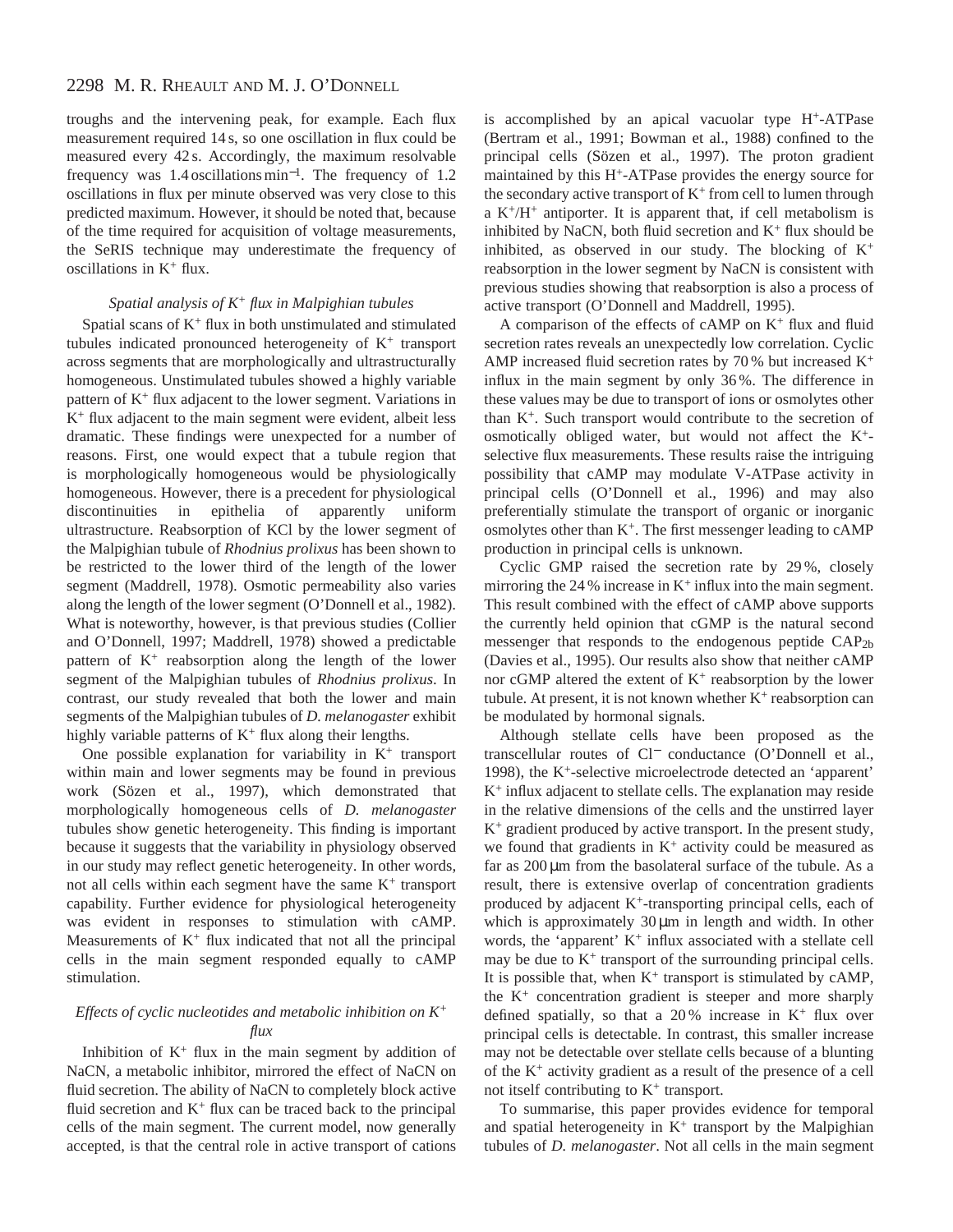troughs and the intervening peak, for example. Each flux measurement required 14 s, so one oscillation in flux could be measured every 42 s. Accordingly, the maximum resolvable frequency was 1.4 oscillations $min^{-1}$. The frequency of 1.2 oscillations in flux per minute observed was very close to this predicted maximum. However, it should be noted that, because of the time required for acquisition of voltage measurements, the SeRIS technique may underestimate the frequency of oscillations in $K^+$ flux.

### *Spatial analysis of $K^+$ flux in Malpighian tubules*

Spatial scans of $K^+$ flux in both unstimulated and stimulated tubules indicated pronounced heterogeneity of $K^+$ transport across segments that are morphologically and ultrastructurally homogeneous. Unstimulated tubules showed a highly variable pattern of $K^+$ flux adjacent to the lower segment. Variations in $K^+$ flux adjacent to the main segment were evident, albeit less dramatic. These findings were unexpected for a number of reasons. First, one would expect that a tubule region that is morphologically homogeneous would be physiologically homogeneous. However, there is a precedent for physiological discontinuities in epithelia of apparently uniform ultrastructure. Reabsorption of KCl by the lower segment of the Malpighian tubule of *Rhodnius prolixus* has been shown to be restricted to the lower third of the length of the lower segment (Maddrell, 1978). Osmotic permeability also varies along the length of the lower segment (O'Donnell et al., 1982). What is noteworthy, however, is that previous studies (Collier and O'Donnell, 1997; Maddrell, 1978) showed a predictable pattern of $K^+$ reabsorption along the length of the lower segment of the Malpighian tubules of *Rhodnius prolixus*. In contrast, our study revealed that both the lower and main segments of the Malpighian tubules of *D. melanogaster* exhibit highly variable patterns of $K^+$ flux along their lengths.

One possible explanation for variability in $K^+$ transport within main and lower segments may be found in previous work (Sözen et al., 1997), which demonstrated that morphologically homogeneous cells of *D. melanogaster* tubules show genetic heterogeneity. This finding is important because it suggests that the variability in physiology observed in our study may reflect genetic heterogeneity. In other words, not all cells within each segment have the same $K^+$ transport capability. Further evidence for physiological heterogeneity was evident in responses to stimulation with cAMP. Measurements of $K^+$ flux indicated that not all the principal cells in the main segment responded equally to cAMP stimulation.

### *Effects of cyclic nucleotides and metabolic inhibition on $K^+$ flux*

Inhibition of $K^+$ flux in the main segment by addition of NaCN, a metabolic inhibitor, mirrored the effect of NaCN on fluid secretion. The ability of NaCN to completely block active fluid secretion and $K^+$ flux can be traced back to the principal cells of the main segment. The current model, now generally accepted, is that the central role in active transport of cations is accomplished by an apical vacuolar type $H^+$-ATPase (Bertram et al., 1991; Bowman et al., 1988) confined to the principal cells (Sözen et al., 1997). The proton gradient maintained by this $H^+$-ATPase provides the energy source for the secondary active transport of $K^+$ from cell to lumen through a $K^+/H^+$ antiporter. It is apparent that, if cell metabolism is inhibited by NaCN, both fluid secretion and $K^+$ flux should be inhibited, as observed in our study. The blocking of $K^+$ reabsorption in the lower segment by NaCN is consistent with previous studies showing that reabsorption is also a process of active transport (O'Donnell and Maddrell, 1995).

A comparison of the effects of cAMP on $K^+$ flux and fluid secretion rates reveals an unexpectedly low correlation. Cyclic AMP increased fluid secretion rates by 70 % but increased $K^+$ influx in the main segment by only 36 %. The difference in these values may be due to transport of ions or osmolytes other than $K^+$. Such transport would contribute to the secretion of osmotically obliged water, but would not affect the $K^+$-selective flux measurements. These results raise the intriguing possibility that cAMP may modulate V-ATPase activity in principal cells (O'Donnell et al., 1996) and may also preferentially stimulate the transport of organic or inorganic osmolytes other than $K^+$. The first messenger leading to cAMP production in principal cells is unknown.

Cyclic GMP raised the secretion rate by 29 %, closely mirroring the 24 % increase in $K^+$ influx into the main segment. This result combined with the effect of cAMP above supports the currently held opinion that cGMP is the natural second messenger that responds to the endogenous peptide $CAP_{2b}$ (Davies et al., 1995). Our results also show that neither cAMP nor cGMP altered the extent of $K^+$ reabsorption by the lower tubule. At present, it is not known whether $K^+$ reabsorption can be modulated by hormonal signals.

Although stellate cells have been proposed as the transcellular routes of $Cl^-$ conductance (O'Donnell et al., 1998), the $K^+$-selective microelectrode detected an 'apparent' $K^+$ influx adjacent to stellate cells. The explanation may reside in the relative dimensions of the cells and the unstirred layer $K^+$ gradient produced by active transport. In the present study, we found that gradients in $K^+$ activity could be measured as far as 200 μm from the basolateral surface of the tubule. As a result, there is extensive overlap of concentration gradients produced by adjacent $K^+$-transporting principal cells, each of which is approximately 30 μm in length and width. In other words, the 'apparent' $K^+$ influx associated with a stellate cell may be due to $K^+$ transport of the surrounding principal cells. It is possible that, when $K^+$ transport is stimulated by cAMP, the $K^+$ concentration gradient is steeper and more sharply defined spatially, so that a 20 % increase in $K^+$ flux over principal cells is detectable. In contrast, this smaller increase may not be detectable over stellate cells because of a blunting of the $K^+$ activity gradient as a result of the presence of a cell not itself contributing to $K^+$ transport.

To summarise, this paper provides evidence for temporal and spatial heterogeneity in $K^+$ transport by the Malpighian tubules of *D. melanogaster*. Not all cells in the main segment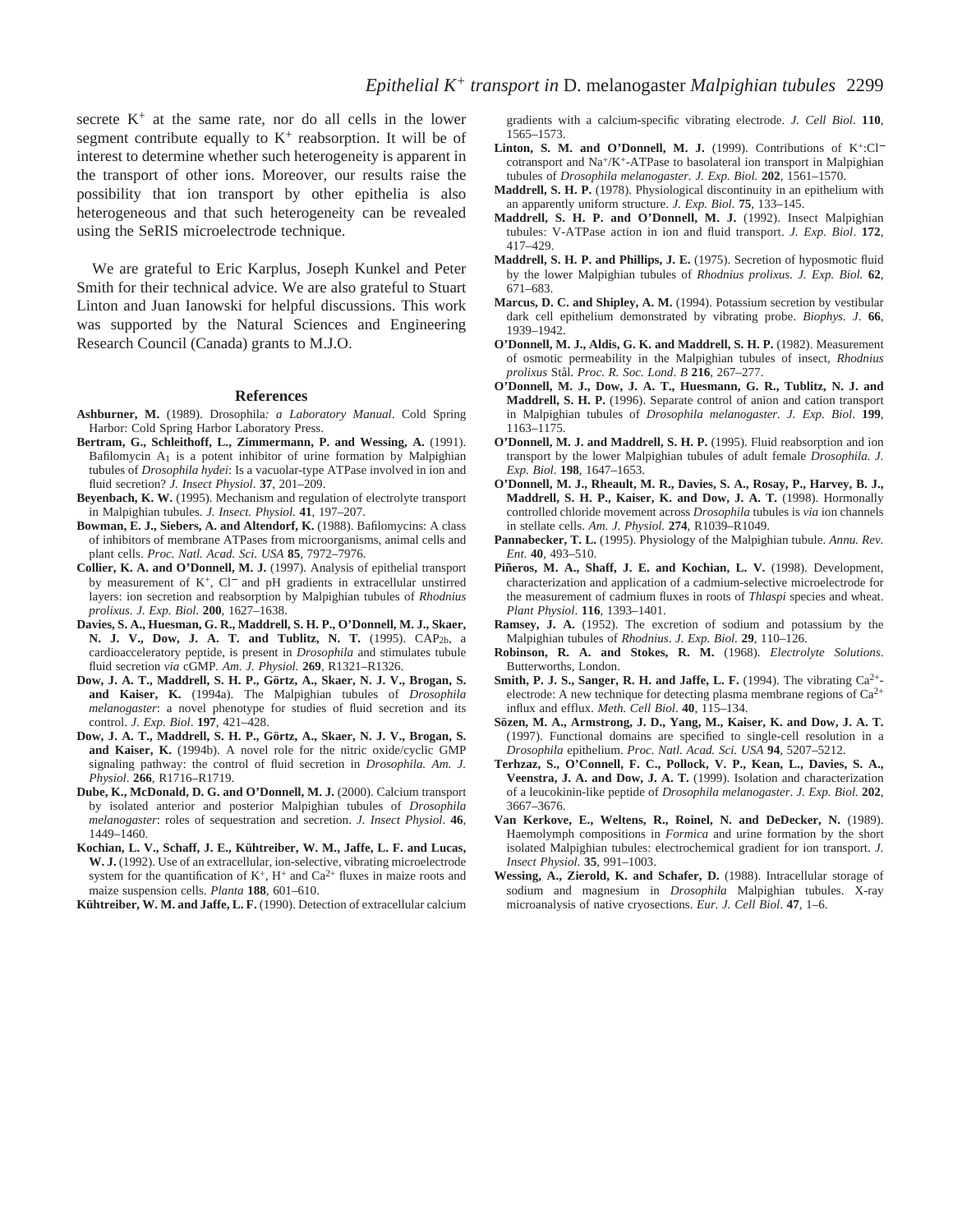secrete $K^+$ at the same rate, nor do all cells in the lower segment contribute equally to $K^+$ reabsorption. It will be of interest to determine whether such heterogeneity is apparent in the transport of other ions. Moreover, our results raise the possibility that ion transport by other epithelia is also heterogeneous and that such heterogeneity can be revealed using the SeRIS microelectrode technique.

We are grateful to Eric Karplus, Joseph Kunkel and Peter Smith for their technical advice. We are also grateful to Stuart Linton and Juan Ianowski for helpful discussions. This work was supported by the Natural Sciences and Engineering Research Council (Canada) grants to M.J.O.

## References

**Ashburner, M.** (1989). Drosophila*: a Laboratory Manual*. Cold Spring Harbor: Cold Spring Harbor Laboratory Press.

**Bertram, G., Schleithoff, L., Zimmermann, P. and Wessing, A.** (1991). Bafilomycin $A_1$ is a potent inhibitor of urine formation by Malpighian tubules of *Drosophila hydei*: Is a vacuolar-type ATPase involved in ion and fluid secretion? *J. Insect Physiol*. **37**, 201–209.

**Beyenbach, K. W.** (1995). Mechanism and regulation of electrolyte transport in Malpighian tubules. *J. Insect. Physiol.* **41**, 197–207.

**Bowman, E. J., Siebers, A. and Altendorf, K.** (1988). Bafilomycins: A class of inhibitors of membrane ATPases from microorganisms, animal cells and plant cells. *Proc. Natl. Acad. Sci. USA* **85**, 7972–7976.

**Collier, K. A. and O'Donnell, M. J.** (1997). Analysis of epithelial transport by measurement of $K^+$, $Cl^-$ and pH gradients in extracellular unstirred layers: ion secretion and reabsorption by Malpighian tubules of *Rhodnius prolixus. J. Exp. Biol.* **200**, 1627–1638.

**Davies, S. A., Huesman, G. R., Maddrell, S. H. P., O'Donnell, M. J., Skaer, N. J. V., Dow, J. A. T. and Tublitz, N. T.** (1995). $CAP_{2b}$, a cardioacceleratory peptide, is present in *Drosophila* and stimulates tubule fluid secretion *via* cGMP. *Am. J. Physiol.* **269**, R1321–R1326.

**Dow, J. A. T., Maddrell, S. H. P., Görtz, A., Skaer, N. J. V., Brogan, S. and Kaiser, K.** (1994a). The Malpighian tubules of *Drosophila melanogaster*: a novel phenotype for studies of fluid secretion and its control. *J. Exp. Biol*. **197**, 421–428.

**Dow, J. A. T., Maddrell, S. H. P., Görtz, A., Skaer, N. J. V., Brogan, S. and Kaiser, K.** (1994b). A novel role for the nitric oxide/cyclic GMP signaling pathway: the control of fluid secretion in *Drosophila. Am. J. Physiol*. **266**, R1716–R1719.

**Dube, K., McDonald, D. G. and O'Donnell, M. J.** (2000). Calcium transport by isolated anterior and posterior Malpighian tubules of *Drosophila melanogaster*: roles of sequestration and secretion. *J. Insect Physiol*. **46**, 1449–1460.

**Kochian, L. V., Schaff, J. E., Kühtreiber, W. M., Jaffe, L. F. and Lucas, W. J.** (1992). Use of an extracellular, ion-selective, vibrating microelectrode system for the quantification of $K^+$, $H^+$ and $Ca^{2+}$ fluxes in maize roots and maize suspension cells. *Planta* **188**, 601–610.

**Kühtreiber, W. M. and Jaffe, L. F.** (1990). Detection of extracellular calcium gradients with a calcium-specific vibrating electrode. *J. Cell Biol*. **110**, 1565–1573.

**Linton, S. M. and O'Donnell, M. J.** (1999). Contributions of $K^+$:$Cl^-$ cotransport and $Na^+/K^+$-ATPase to basolateral ion transport in Malpighian tubules of *Drosophila melanogaster. J. Exp. Biol.* **202**, 1561–1570.

**Maddrell, S. H. P.** (1978). Physiological discontinuity in an epithelium with an apparently uniform structure. *J. Exp. Biol*. **75**, 133–145.

**Maddrell, S. H. P. and O'Donnell, M. J.** (1992). Insect Malpighian tubules: V-ATPase action in ion and fluid transport. *J. Exp. Biol*. **172**, 417–429.

**Maddrell, S. H. P. and Phillips, J. E.** (1975). Secretion of hyposmotic fluid by the lower Malpighian tubules of *Rhodnius prolixus. J. Exp. Biol.* **62**, 671–683.

**Marcus, D. C. and Shipley, A. M.** (1994). Potassium secretion by vestibular dark cell epithelium demonstrated by vibrating probe. *Biophys. J*. **66**, 1939–1942.

**O'Donnell, M. J., Aldis, G. K. and Maddrell, S. H. P.** (1982). Measurement of osmotic permeability in the Malpighian tubules of insect, *Rhodnius prolixus* Stål. *Proc. R. Soc. Lond*. *B* **216**, 267–277.

**O'Donnell, M. J., Dow, J. A. T., Huesmann, G. R., Tublitz, N. J. and Maddrell, S. H. P.** (1996). Separate control of anion and cation transport in Malpighian tubules of *Drosophila melanogaster*. *J. Exp. Biol*. **199**, 1163–1175.

**O'Donnell, M. J. and Maddrell, S. H. P.** (1995). Fluid reabsorption and ion transport by the lower Malpighian tubules of adult female *Drosophila. J. Exp. Biol*. **198**, 1647–1653.

**O'Donnell, M. J., Rheault, M. R., Davies, S. A., Rosay, P., Harvey, B. J., Maddrell, S. H. P., Kaiser, K. and Dow, J. A. T.** (1998). Hormonally controlled chloride movement across *Drosophila* tubules is *via* ion channels in stellate cells. *Am. J. Physiol.* **274**, R1039–R1049.

**Pannabecker, T. L.** (1995). Physiology of the Malpighian tubule. *Annu. Rev. Ent*. **40**, 493–510.

**Piñeros, M. A., Shaff, J. E. and Kochian, L. V.** (1998). Development, characterization and application of a cadmium-selective microelectrode for the measurement of cadmium fluxes in roots of *Thlaspi* species and wheat. *Plant Physiol*. **116**, 1393–1401.

**Ramsey, J. A.** (1952). The excretion of sodium and potassium by the Malpighian tubules of *Rhodnius*. *J. Exp. Biol.* **29**, 110–126.

**Robinson, R. A. and Stokes, R. M.** (1968). *Electrolyte Solutions*. Butterworths, London.

**Smith, P. J. S., Sanger, R. H. and Jaffe, L. F.** (1994). The vibrating $Ca^{2+}$-electrode: A new technique for detecting plasma membrane regions of $Ca^{2+}$ influx and efflux. *Meth. Cell Biol*. **40**, 115–134.

**Sözen, M. A., Armstrong, J. D., Yang, M., Kaiser, K. and Dow, J. A. T.** (1997). Functional domains are specified to single-cell resolution in a *Drosophila* epithelium. *Proc. Natl. Acad. Sci. USA* **94**, 5207–5212.

**Terhzaz, S., O'Connell, F. C., Pollock, V. P., Kean, L., Davies, S. A., Veenstra, J. A. and Dow, J. A. T.** (1999). Isolation and characterization of a leucokinin-like peptide of *Drosophila melanogaster*. *J. Exp. Biol.* **202**, 3667–3676.

**Van Kerkove, E., Weltens, R., Roinel, N. and DeDecker, N.** (1989). Haemolymph compositions in *Formica* and urine formation by the short isolated Malpighian tubules: electrochemical gradient for ion transport. *J. Insect Physiol.* **35**, 991–1003.

**Wessing, A., Zierold, K. and Schafer, D.** (1988). Intracellular storage of sodium and magnesium in *Drosophila* Malpighian tubules. X-ray microanalysis of native cryosections. *Eur. J. Cell Biol*. **47**, 1–6.